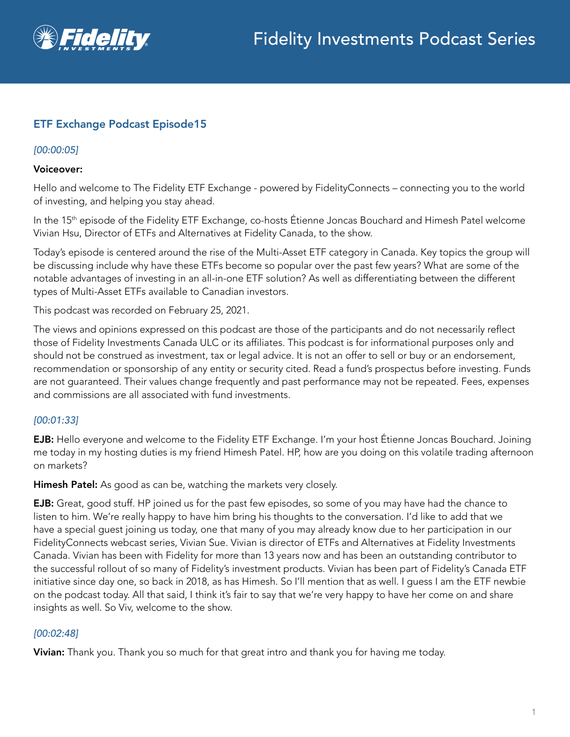## ETF Exchange Podcast Episode15

*[00:00:05]*

**Voiceover:**

Hello and welcome to The Fidelity ETF Exchange - powered by FidelityConnects – connecting you to the world of investing, and helping you stay ahead.

In the 15th episode of the Fidelity ETF Exchange, co-hosts Étienne Joncas Bouchard and Himesh Patel welcome Vivian Hsu, Director of ETFs and Alternatives at Fidelity Canada, to the show.

Today's episode is centered around the rise of the Multi-Asset ETF category in Canada. Key topics the group will be discussing include why have these ETFs become so popular over the past few years? What are some of the notable advantages of investing in an all-in-one ETF solution? As well as differentiating between the different types of Multi-Asset ETFs available to Canadian investors.

This podcast was recorded on February 25, 2021.

The views and opinions expressed on this podcast are those of the participants and do not necessarily reflect those of Fidelity Investments Canada ULC or its affiliates. This podcast is for informational purposes only and should not be construed as investment, tax or legal advice. It is not an offer to sell or buy or an endorsement, recommendation or sponsorship of any entity or security cited. Read a fund's prospectus before investing. Funds are not guaranteed. Their values change frequently and past performance may not be repeated. Fees, expenses and commissions are all associated with fund investments.

*[00:01:33]*

**EJB:** Hello everyone and welcome to the Fidelity ETF Exchange. I'm your host Étienne Joncas Bouchard. Joining me today in my hosting duties is my friend Himesh Patel. HP, how are you doing on this volatile trading afternoon on markets?

**Himesh Patel:** As good as can be, watching the markets very closely.

**EJB:** Great, good stuff. HP joined us for the past few episodes, so some of you may have had the chance to listen to him. We're really happy to have him bring his thoughts to the conversation. I'd like to add that we have a special guest joining us today, one that many of you may already know due to her participation in our FidelityConnects webcast series, Vivian Sue. Vivian is director of ETFs and Alternatives at Fidelity Investments Canada. Vivian has been with Fidelity for more than 13 years now and has been an outstanding contributor to the successful rollout of so many of Fidelity's investment products. Vivian has been part of Fidelity's Canada ETF initiative since day one, so back in 2018, as has Himesh. So I'll mention that as well. I guess I am the ETF newbie on the podcast today. All that said, I think it's fair to say that we're very happy to have her come on and share insights as well. So Viv, welcome to the show.

*[00:02:48]*

**Vivian:** Thank you. Thank you so much for that great intro and thank you for having me today.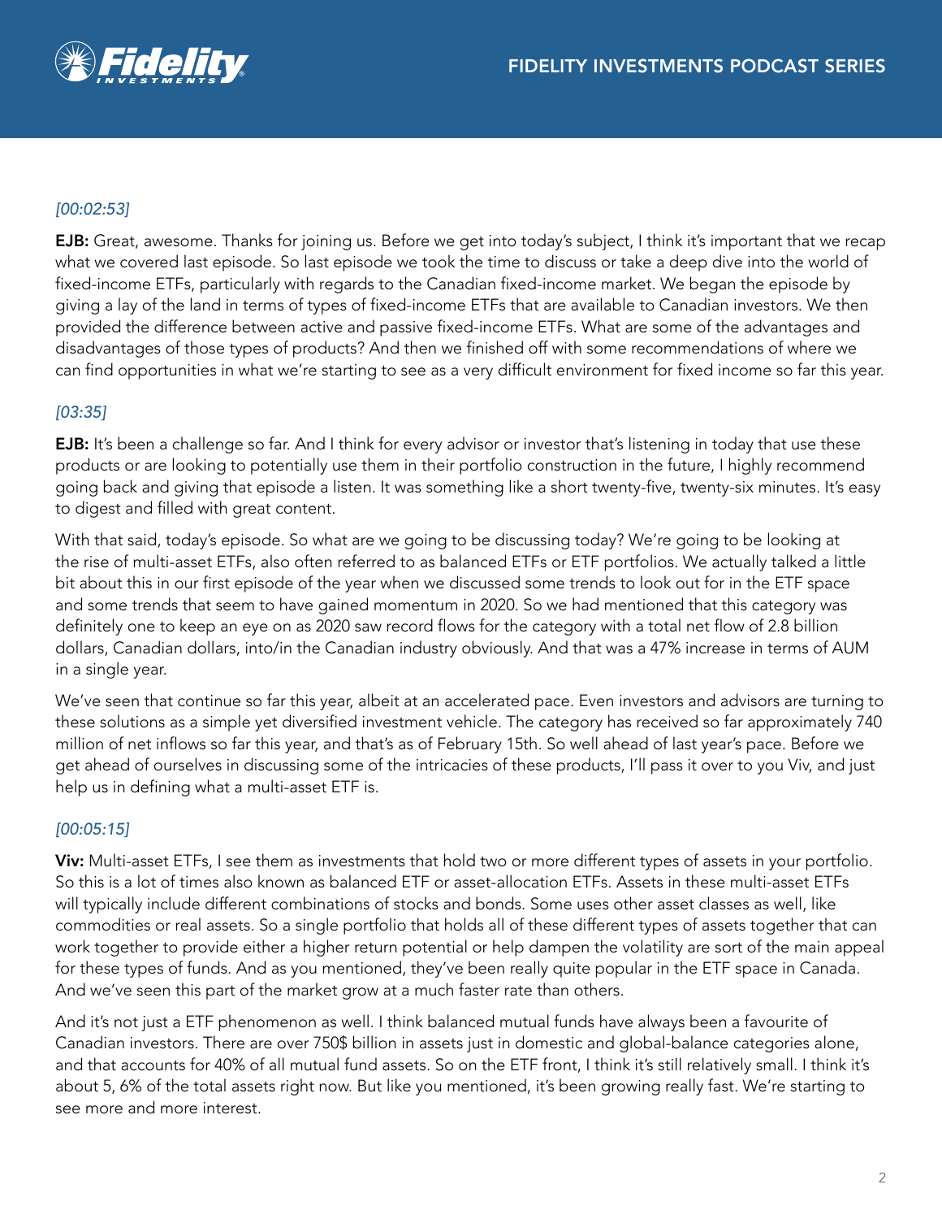*[00:02:53]*

**EJB:** Great, awesome. Thanks for joining us. Before we get into today's subject, I think it's important that we recap what we covered last episode. So last episode we took the time to discuss or take a deep dive into the world of fixed-income ETFs, particularly with regards to the Canadian fixed-income market. We began the episode by giving a lay of the land in terms of types of fixed-income ETFs that are available to Canadian investors. We then provided the difference between active and passive fixed-income ETFs. What are some of the advantages and disadvantages of those types of products? And then we finished off with some recommendations of where we can find opportunities in what we're starting to see as a very difficult environment for fixed income so far this year.

*[03:35]*

**EJB:** It's been a challenge so far. And I think for every advisor or investor that's listening in today that use these products or are looking to potentially use them in their portfolio construction in the future, I highly recommend going back and giving that episode a listen. It was something like a short twenty-five, twenty-six minutes. It's easy to digest and filled with great content.

With that said, today's episode. So what are we going to be discussing today? We're going to be looking at the rise of multi-asset ETFs, also often referred to as balanced ETFs or ETF portfolios. We actually talked a little bit about this in our first episode of the year when we discussed some trends to look out for in the ETF space and some trends that seem to have gained momentum in 2020. So we had mentioned that this category was definitely one to keep an eye on as 2020 saw record flows for the category with a total net flow of 2.8 billion dollars, Canadian dollars, into/in the Canadian industry obviously. And that was a 47% increase in terms of AUM in a single year.

We've seen that continue so far this year, albeit at an accelerated pace. Even investors and advisors are turning to these solutions as a simple yet diversified investment vehicle. The category has received so far approximately 740 million of net inflows so far this year, and that's as of February 15th. So well ahead of last year's pace. Before we get ahead of ourselves in discussing some of the intricacies of these products, I'll pass it over to you Viv, and just help us in defining what a multi-asset ETF is.

*[00:05:15]*

**Viv:** Multi-asset ETFs, I see them as investments that hold two or more different types of assets in your portfolio. So this is a lot of times also known as balanced ETF or asset-allocation ETFs. Assets in these multi-asset ETFs will typically include different combinations of stocks and bonds. Some uses other asset classes as well, like commodities or real assets. So a single portfolio that holds all of these different types of assets together that can work together to provide either a higher return potential or help dampen the volatility are sort of the main appeal for these types of funds. And as you mentioned, they've been really quite popular in the ETF space in Canada. And we've seen this part of the market grow at a much faster rate than others.

And it's not just a ETF phenomenon as well. I think balanced mutual funds have always been a favourite of Canadian investors. There are over 750$ billion in assets just in domestic and global-balance categories alone, and that accounts for 40% of all mutual fund assets. So on the ETF front, I think it's still relatively small. I think it's about 5, 6% of the total assets right now. But like you mentioned, it's been growing really fast. We're starting to see more and more interest.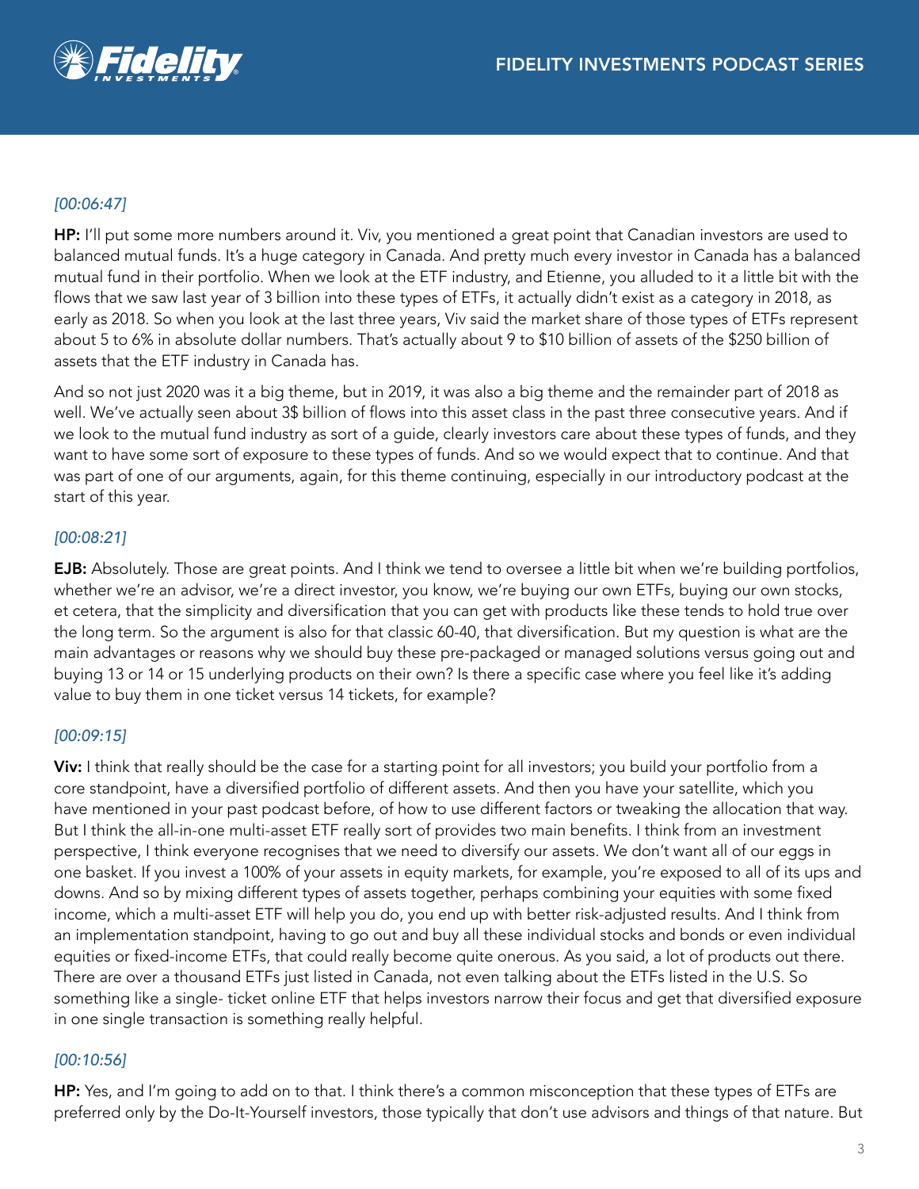*[00:06:47]*

**HP:** I'll put some more numbers around it. Viv, you mentioned a great point that Canadian investors are used to balanced mutual funds. It's a huge category in Canada. And pretty much every investor in Canada has a balanced mutual fund in their portfolio. When we look at the ETF industry, and Etienne, you alluded to it a little bit with the flows that we saw last year of 3 billion into these types of ETFs, it actually didn't exist as a category in 2018, as early as 2018. So when you look at the last three years, Viv said the market share of those types of ETFs represent about 5 to 6% in absolute dollar numbers. That's actually about 9 to $10 billion of assets of the $250 billion of assets that the ETF industry in Canada has.

And so not just 2020 was it a big theme, but in 2019, it was also a big theme and the remainder part of 2018 as well. We've actually seen about 3$ billion of flows into this asset class in the past three consecutive years. And if we look to the mutual fund industry as sort of a guide, clearly investors care about these types of funds, and they want to have some sort of exposure to these types of funds. And so we would expect that to continue. And that was part of one of our arguments, again, for this theme continuing, especially in our introductory podcast at the start of this year.

*[00:08:21]*

**EJB:** Absolutely. Those are great points. And I think we tend to oversee a little bit when we're building portfolios, whether we're an advisor, we're a direct investor, you know, we're buying our own ETFs, buying our own stocks, et cetera, that the simplicity and diversification that you can get with products like these tends to hold true over the long term. So the argument is also for that classic 60-40, that diversification. But my question is what are the main advantages or reasons why we should buy these pre-packaged or managed solutions versus going out and buying 13 or 14 or 15 underlying products on their own? Is there a specific case where you feel like it's adding value to buy them in one ticket versus 14 tickets, for example?

*[00:09:15]*

**Viv:** I think that really should be the case for a starting point for all investors; you build your portfolio from a core standpoint, have a diversified portfolio of different assets. And then you have your satellite, which you have mentioned in your past podcast before, of how to use different factors or tweaking the allocation that way. But I think the all-in-one multi-asset ETF really sort of provides two main benefits. I think from an investment perspective, I think everyone recognises that we need to diversify our assets. We don't want all of our eggs in one basket. If you invest a 100% of your assets in equity markets, for example, you're exposed to all of its ups and downs. And so by mixing different types of assets together, perhaps combining your equities with some fixed income, which a multi-asset ETF will help you do, you end up with better risk-adjusted results. And I think from an implementation standpoint, having to go out and buy all these individual stocks and bonds or even individual equities or fixed-income ETFs, that could really become quite onerous. As you said, a lot of products out there. There are over a thousand ETFs just listed in Canada, not even talking about the ETFs listed in the U.S. So something like a single- ticket online ETF that helps investors narrow their focus and get that diversified exposure in one single transaction is something really helpful.

*[00:10:56]*

**HP:** Yes, and I'm going to add on to that. I think there's a common misconception that these types of ETFs are preferred only by the Do-It-Yourself investors, those typically that don't use advisors and things of that nature. But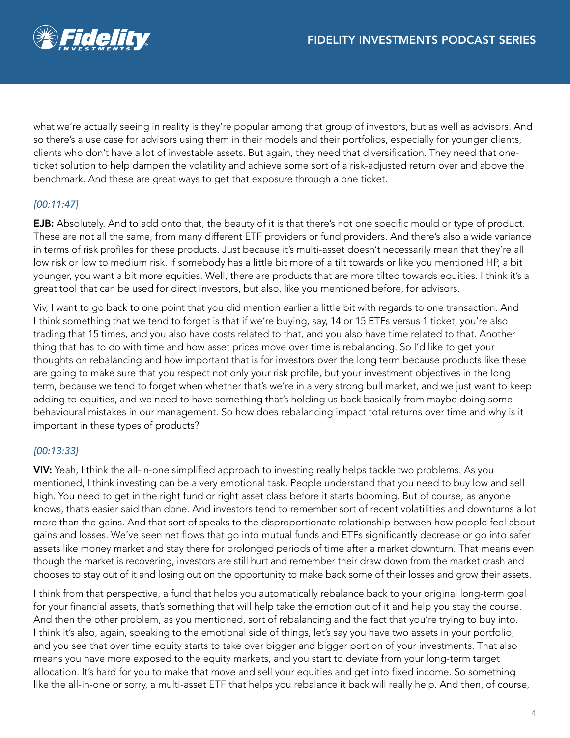what we're actually seeing in reality is they're popular among that group of investors, but as well as advisors. And so there's a use case for advisors using them in their models and their portfolios, especially for younger clients, clients who don't have a lot of investable assets. But again, they need that diversification. They need that one-ticket solution to help dampen the volatility and achieve some sort of a risk-adjusted return over and above the benchmark. And these are great ways to get that exposure through a one ticket.

*[00:11:47]*

**EJB:** Absolutely. And to add onto that, the beauty of it is that there's not one specific mould or type of product. These are not all the same, from many different ETF providers or fund providers. And there's also a wide variance in terms of risk profiles for these products. Just because it's multi-asset doesn't necessarily mean that they're all low risk or low to medium risk. If somebody has a little bit more of a tilt towards or like you mentioned HP, a bit younger, you want a bit more equities. Well, there are products that are more tilted towards equities. I think it's a great tool that can be used for direct investors, but also, like you mentioned before, for advisors.

Viv, I want to go back to one point that you did mention earlier a little bit with regards to one transaction. And I think something that we tend to forget is that if we're buying, say, 14 or 15 ETFs versus 1 ticket, you're also trading that 15 times, and you also have costs related to that, and you also have time related to that. Another thing that has to do with time and how asset prices move over time is rebalancing. So I'd like to get your thoughts on rebalancing and how important that is for investors over the long term because products like these are going to make sure that you respect not only your risk profile, but your investment objectives in the long term, because we tend to forget when whether that's we're in a very strong bull market, and we just want to keep adding to equities, and we need to have something that's holding us back basically from maybe doing some behavioural mistakes in our management. So how does rebalancing impact total returns over time and why is it important in these types of products?

*[00:13:33]*

**VIV:** Yeah, I think the all-in-one simplified approach to investing really helps tackle two problems. As you mentioned, I think investing can be a very emotional task. People understand that you need to buy low and sell high. You need to get in the right fund or right asset class before it starts booming. But of course, as anyone knows, that's easier said than done. And investors tend to remember sort of recent volatilities and downturns a lot more than the gains. And that sort of speaks to the disproportionate relationship between how people feel about gains and losses. We've seen net flows that go into mutual funds and ETFs significantly decrease or go into safer assets like money market and stay there for prolonged periods of time after a market downturn. That means even though the market is recovering, investors are still hurt and remember their draw down from the market crash and chooses to stay out of it and losing out on the opportunity to make back some of their losses and grow their assets.

I think from that perspective, a fund that helps you automatically rebalance back to your original long-term goal for your financial assets, that's something that will help take the emotion out of it and help you stay the course. And then the other problem, as you mentioned, sort of rebalancing and the fact that you're trying to buy into. I think it's also, again, speaking to the emotional side of things, let's say you have two assets in your portfolio, and you see that over time equity starts to take over bigger and bigger portion of your investments. That also means you have more exposed to the equity markets, and you start to deviate from your long-term target allocation. It's hard for you to make that move and sell your equities and get into fixed income. So something like the all-in-one or sorry, a multi-asset ETF that helps you rebalance it back will really help. And then, of course,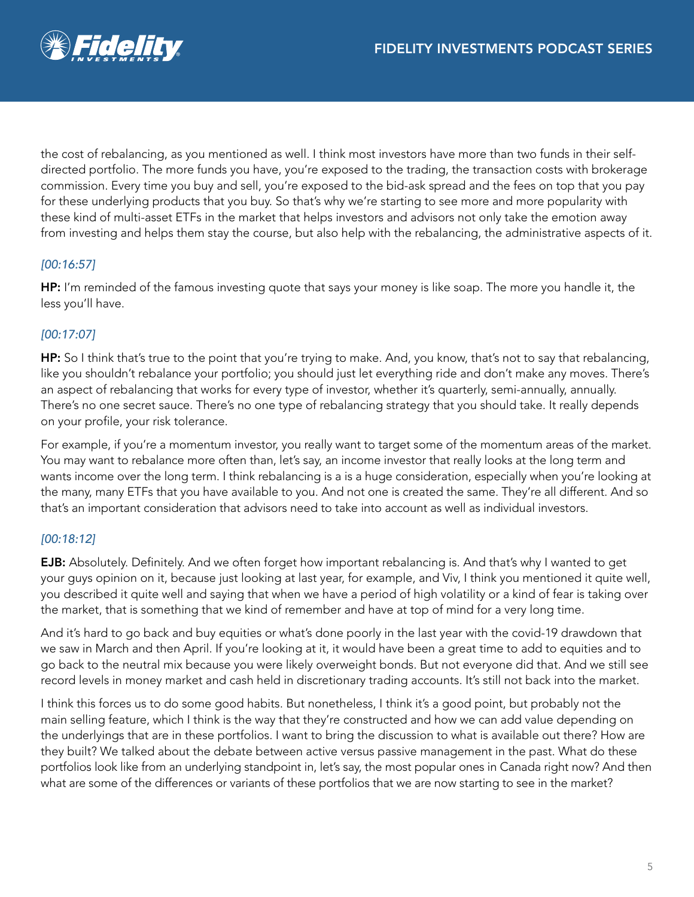the cost of rebalancing, as you mentioned as well. I think most investors have more than two funds in their self-directed portfolio. The more funds you have, you're exposed to the trading, the transaction costs with brokerage commission. Every time you buy and sell, you're exposed to the bid-ask spread and the fees on top that you pay for these underlying products that you buy. So that's why we're starting to see more and more popularity with these kind of multi-asset ETFs in the market that helps investors and advisors not only take the emotion away from investing and helps them stay the course, but also help with the rebalancing, the administrative aspects of it.

*[00:16:57]*

**HP:** I'm reminded of the famous investing quote that says your money is like soap. The more you handle it, the less you'll have.

*[00:17:07]*

**HP:** So I think that's true to the point that you're trying to make. And, you know, that's not to say that rebalancing, like you shouldn't rebalance your portfolio; you should just let everything ride and don't make any moves. There's an aspect of rebalancing that works for every type of investor, whether it's quarterly, semi-annually, annually. There's no one secret sauce. There's no one type of rebalancing strategy that you should take. It really depends on your profile, your risk tolerance.

For example, if you're a momentum investor, you really want to target some of the momentum areas of the market. You may want to rebalance more often than, let's say, an income investor that really looks at the long term and wants income over the long term. I think rebalancing is a is a huge consideration, especially when you're looking at the many, many ETFs that you have available to you. And not one is created the same. They're all different. And so that's an important consideration that advisors need to take into account as well as individual investors.

*[00:18:12]*

**EJB:** Absolutely. Definitely. And we often forget how important rebalancing is. And that's why I wanted to get your guys opinion on it, because just looking at last year, for example, and Viv, I think you mentioned it quite well, you described it quite well and saying that when we have a period of high volatility or a kind of fear is taking over the market, that is something that we kind of remember and have at top of mind for a very long time.

And it's hard to go back and buy equities or what's done poorly in the last year with the covid-19 drawdown that we saw in March and then April. If you're looking at it, it would have been a great time to add to equities and to go back to the neutral mix because you were likely overweight bonds. But not everyone did that. And we still see record levels in money market and cash held in discretionary trading accounts. It's still not back into the market.

I think this forces us to do some good habits. But nonetheless, I think it's a good point, but probably not the main selling feature, which I think is the way that they're constructed and how we can add value depending on the underlyings that are in these portfolios. I want to bring the discussion to what is available out there? How are they built? We talked about the debate between active versus passive management in the past. What do these portfolios look like from an underlying standpoint in, let's say, the most popular ones in Canada right now? And then what are some of the differences or variants of these portfolios that we are now starting to see in the market?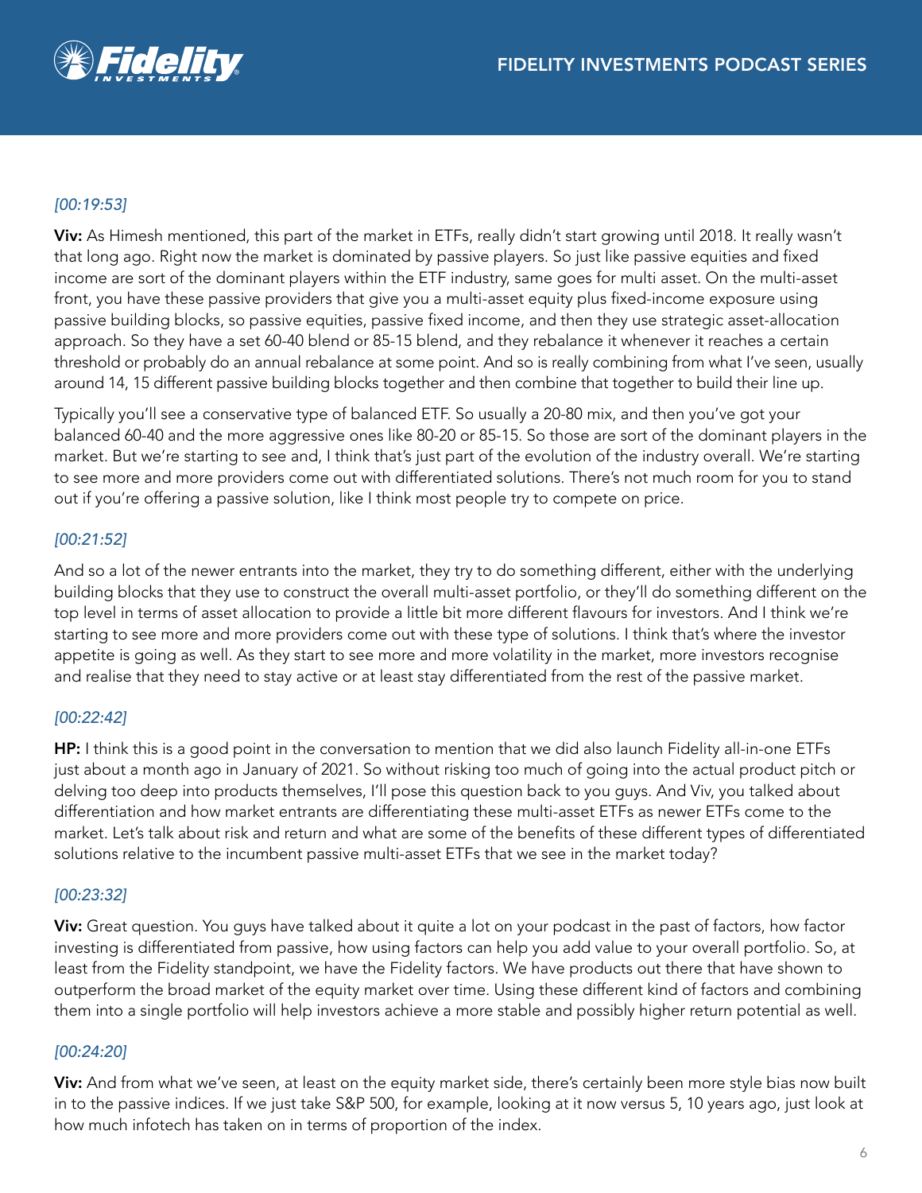*[00:19:53]*

**Viv:** As Himesh mentioned, this part of the market in ETFs, really didn't start growing until 2018. It really wasn't that long ago. Right now the market is dominated by passive players. So just like passive equities and fixed income are sort of the dominant players within the ETF industry, same goes for multi asset. On the multi-asset front, you have these passive providers that give you a multi-asset equity plus fixed-income exposure using passive building blocks, so passive equities, passive fixed income, and then they use strategic asset-allocation approach. So they have a set 60-40 blend or 85-15 blend, and they rebalance it whenever it reaches a certain threshold or probably do an annual rebalance at some point. And so is really combining from what I've seen, usually around 14, 15 different passive building blocks together and then combine that together to build their line up.

Typically you'll see a conservative type of balanced ETF. So usually a 20-80 mix, and then you've got your balanced 60-40 and the more aggressive ones like 80-20 or 85-15. So those are sort of the dominant players in the market. But we're starting to see and, I think that's just part of the evolution of the industry overall. We're starting to see more and more providers come out with differentiated solutions. There's not much room for you to stand out if you're offering a passive solution, like I think most people try to compete on price.

*[00:21:52]*

And so a lot of the newer entrants into the market, they try to do something different, either with the underlying building blocks that they use to construct the overall multi-asset portfolio, or they'll do something different on the top level in terms of asset allocation to provide a little bit more different flavours for investors. And I think we're starting to see more and more providers come out with these type of solutions. I think that's where the investor appetite is going as well. As they start to see more and more volatility in the market, more investors recognise and realise that they need to stay active or at least stay differentiated from the rest of the passive market.

*[00:22:42]*

**HP:** I think this is a good point in the conversation to mention that we did also launch Fidelity all-in-one ETFs just about a month ago in January of 2021. So without risking too much of going into the actual product pitch or delving too deep into products themselves, I'll pose this question back to you guys. And Viv, you talked about differentiation and how market entrants are differentiating these multi-asset ETFs as newer ETFs come to the market. Let's talk about risk and return and what are some of the benefits of these different types of differentiated solutions relative to the incumbent passive multi-asset ETFs that we see in the market today?

*[00:23:32]*

**Viv:** Great question. You guys have talked about it quite a lot on your podcast in the past of factors, how factor investing is differentiated from passive, how using factors can help you add value to your overall portfolio. So, at least from the Fidelity standpoint, we have the Fidelity factors. We have products out there that have shown to outperform the broad market of the equity market over time. Using these different kind of factors and combining them into a single portfolio will help investors achieve a more stable and possibly higher return potential as well.

*[00:24:20]*

**Viv:** And from what we've seen, at least on the equity market side, there's certainly been more style bias now built in to the passive indices. If we just take S&P 500, for example, looking at it now versus 5, 10 years ago, just look at how much infotech has taken on in terms of proportion of the index.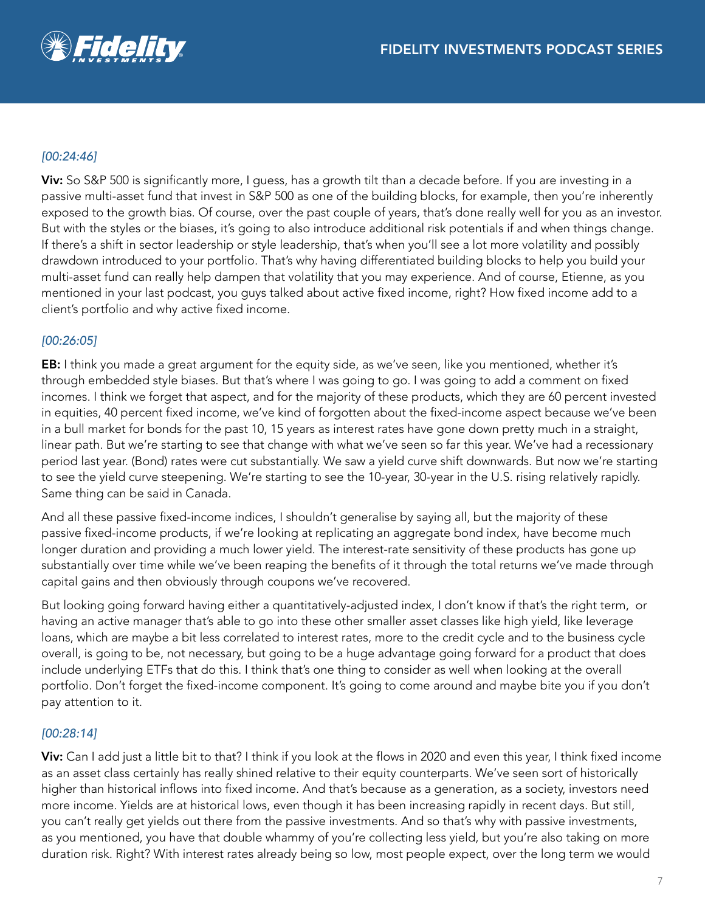*[00:24:46]*

**Viv:** So S&P 500 is significantly more, I guess, has a growth tilt than a decade before. If you are investing in a passive multi-asset fund that invest in S&P 500 as one of the building blocks, for example, then you're inherently exposed to the growth bias. Of course, over the past couple of years, that's done really well for you as an investor. But with the styles or the biases, it's going to also introduce additional risk potentials if and when things change. If there's a shift in sector leadership or style leadership, that's when you'll see a lot more volatility and possibly drawdown introduced to your portfolio. That's why having differentiated building blocks to help you build your multi-asset fund can really help dampen that volatility that you may experience. And of course, Etienne, as you mentioned in your last podcast, you guys talked about active fixed income, right? How fixed income add to a client's portfolio and why active fixed income.

*[00:26:05]*

**EB:** I think you made a great argument for the equity side, as we've seen, like you mentioned, whether it's through embedded style biases. But that's where I was going to go. I was going to add a comment on fixed incomes. I think we forget that aspect, and for the majority of these products, which they are 60 percent invested in equities, 40 percent fixed income, we've kind of forgotten about the fixed-income aspect because we've been in a bull market for bonds for the past 10, 15 years as interest rates have gone down pretty much in a straight, linear path. But we're starting to see that change with what we've seen so far this year. We've had a recessionary period last year. (Bond) rates were cut substantially. We saw a yield curve shift downwards. But now we're starting to see the yield curve steepening. We're starting to see the 10-year, 30-year in the U.S. rising relatively rapidly. Same thing can be said in Canada.

And all these passive fixed-income indices, I shouldn't generalise by saying all, but the majority of these passive fixed-income products, if we're looking at replicating an aggregate bond index, have become much longer duration and providing a much lower yield. The interest-rate sensitivity of these products has gone up substantially over time while we've been reaping the benefits of it through the total returns we've made through capital gains and then obviously through coupons we've recovered.

But looking going forward having either a quantitatively-adjusted index, I don't know if that's the right term, or having an active manager that's able to go into these other smaller asset classes like high yield, like leverage loans, which are maybe a bit less correlated to interest rates, more to the credit cycle and to the business cycle overall, is going to be, not necessary, but going to be a huge advantage going forward for a product that does include underlying ETFs that do this. I think that's one thing to consider as well when looking at the overall portfolio. Don't forget the fixed-income component. It's going to come around and maybe bite you if you don't pay attention to it.

*[00:28:14]*

**Viv:** Can I add just a little bit to that? I think if you look at the flows in 2020 and even this year, I think fixed income as an asset class certainly has really shined relative to their equity counterparts. We've seen sort of historically higher than historical inflows into fixed income. And that's because as a generation, as a society, investors need more income. Yields are at historical lows, even though it has been increasing rapidly in recent days. But still, you can't really get yields out there from the passive investments. And so that's why with passive investments, as you mentioned, you have that double whammy of you're collecting less yield, but you're also taking on more duration risk. Right? With interest rates already being so low, most people expect, over the long term we would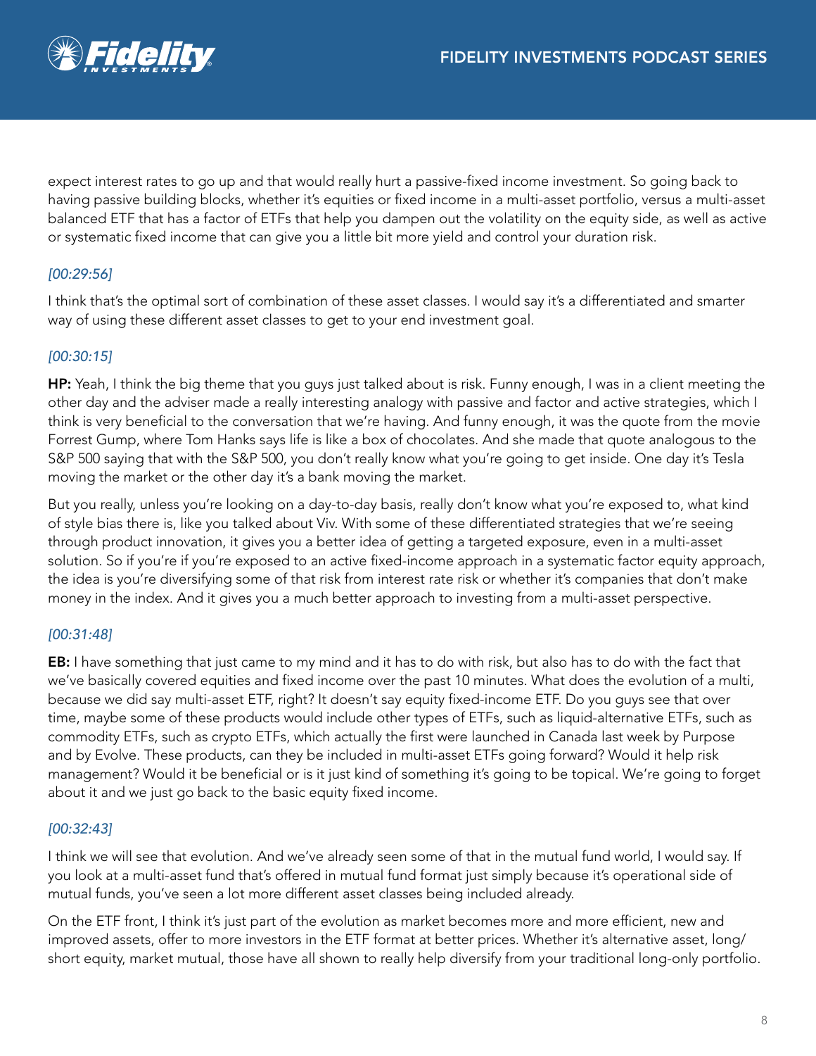expect interest rates to go up and that would really hurt a passive-fixed income investment. So going back to having passive building blocks, whether it's equities or fixed income in a multi-asset portfolio, versus a multi-asset balanced ETF that has a factor of ETFs that help you dampen out the volatility on the equity side, as well as active or systematic fixed income that can give you a little bit more yield and control your duration risk.

*[00:29:56]*

I think that's the optimal sort of combination of these asset classes. I would say it's a differentiated and smarter way of using these different asset classes to get to your end investment goal.

*[00:30:15]*

**HP:** Yeah, I think the big theme that you guys just talked about is risk. Funny enough, I was in a client meeting the other day and the adviser made a really interesting analogy with passive and factor and active strategies, which I think is very beneficial to the conversation that we're having. And funny enough, it was the quote from the movie Forrest Gump, where Tom Hanks says life is like a box of chocolates. And she made that quote analogous to the S&P 500 saying that with the S&P 500, you don't really know what you're going to get inside. One day it's Tesla moving the market or the other day it's a bank moving the market.

But you really, unless you're looking on a day-to-day basis, really don't know what you're exposed to, what kind of style bias there is, like you talked about Viv. With some of these differentiated strategies that we're seeing through product innovation, it gives you a better idea of getting a targeted exposure, even in a multi-asset solution. So if you're if you're exposed to an active fixed-income approach in a systematic factor equity approach, the idea is you're diversifying some of that risk from interest rate risk or whether it's companies that don't make money in the index. And it gives you a much better approach to investing from a multi-asset perspective.

*[00:31:48]*

**EB:** I have something that just came to my mind and it has to do with risk, but also has to do with the fact that we've basically covered equities and fixed income over the past 10 minutes. What does the evolution of a multi, because we did say multi-asset ETF, right? It doesn't say equity fixed-income ETF. Do you guys see that over time, maybe some of these products would include other types of ETFs, such as liquid-alternative ETFs, such as commodity ETFs, such as crypto ETFs, which actually the first were launched in Canada last week by Purpose and by Evolve. These products, can they be included in multi-asset ETFs going forward? Would it help risk management? Would it be beneficial or is it just kind of something it's going to be topical. We're going to forget about it and we just go back to the basic equity fixed income.

*[00:32:43]*

I think we will see that evolution. And we've already seen some of that in the mutual fund world, I would say. If you look at a multi-asset fund that's offered in mutual fund format just simply because it's operational side of mutual funds, you've seen a lot more different asset classes being included already.

On the ETF front, I think it's just part of the evolution as market becomes more and more efficient, new and improved assets, offer to more investors in the ETF format at better prices. Whether it's alternative asset, long/short equity, market mutual, those have all shown to really help diversify from your traditional long-only portfolio.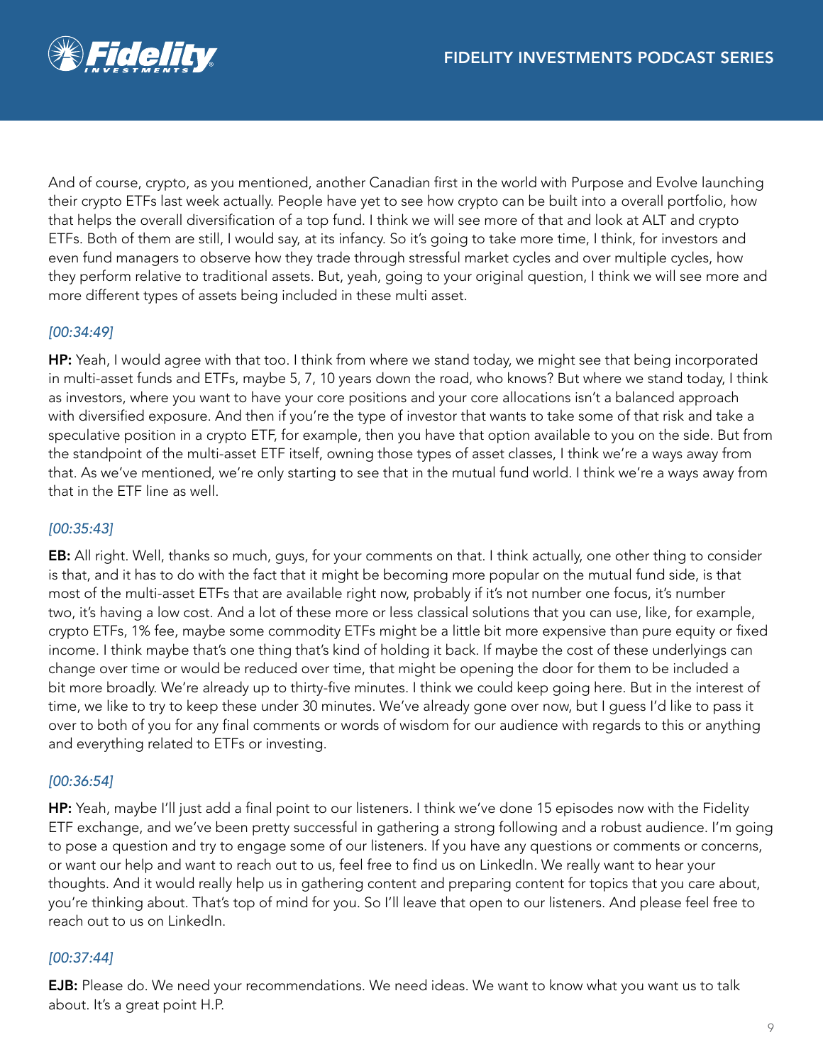And of course, crypto, as you mentioned, another Canadian first in the world with Purpose and Evolve launching their crypto ETFs last week actually. People have yet to see how crypto can be built into a overall portfolio, how that helps the overall diversification of a top fund. I think we will see more of that and look at ALT and crypto ETFs. Both of them are still, I would say, at its infancy. So it's going to take more time, I think, for investors and even fund managers to observe how they trade through stressful market cycles and over multiple cycles, how they perform relative to traditional assets. But, yeah, going to your original question, I think we will see more and more different types of assets being included in these multi asset.

*[00:34:49]*

**HP:** Yeah, I would agree with that too. I think from where we stand today, we might see that being incorporated in multi-asset funds and ETFs, maybe 5, 7, 10 years down the road, who knows? But where we stand today, I think as investors, where you want to have your core positions and your core allocations isn't a balanced approach with diversified exposure. And then if you're the type of investor that wants to take some of that risk and take a speculative position in a crypto ETF, for example, then you have that option available to you on the side. But from the standpoint of the multi-asset ETF itself, owning those types of asset classes, I think we're a ways away from that. As we've mentioned, we're only starting to see that in the mutual fund world. I think we're a ways away from that in the ETF line as well.

*[00:35:43]*

**EB:** All right. Well, thanks so much, guys, for your comments on that. I think actually, one other thing to consider is that, and it has to do with the fact that it might be becoming more popular on the mutual fund side, is that most of the multi-asset ETFs that are available right now, probably if it's not number one focus, it's number two, it's having a low cost. And a lot of these more or less classical solutions that you can use, like, for example, crypto ETFs, 1% fee, maybe some commodity ETFs might be a little bit more expensive than pure equity or fixed income. I think maybe that's one thing that's kind of holding it back. If maybe the cost of these underlyings can change over time or would be reduced over time, that might be opening the door for them to be included a bit more broadly. We're already up to thirty-five minutes. I think we could keep going here. But in the interest of time, we like to try to keep these under 30 minutes. We've already gone over now, but I guess I'd like to pass it over to both of you for any final comments or words of wisdom for our audience with regards to this or anything and everything related to ETFs or investing.

*[00:36:54]*

**HP:** Yeah, maybe I'll just add a final point to our listeners. I think we've done 15 episodes now with the Fidelity ETF exchange, and we've been pretty successful in gathering a strong following and a robust audience. I'm going to pose a question and try to engage some of our listeners. If you have any questions or comments or concerns, or want our help and want to reach out to us, feel free to find us on LinkedIn. We really want to hear your thoughts. And it would really help us in gathering content and preparing content for topics that you care about, you're thinking about. That's top of mind for you. So I'll leave that open to our listeners. And please feel free to reach out to us on LinkedIn.

*[00:37:44]*

**EJB:** Please do. We need your recommendations. We need ideas. We want to know what you want us to talk about. It's a great point H.P.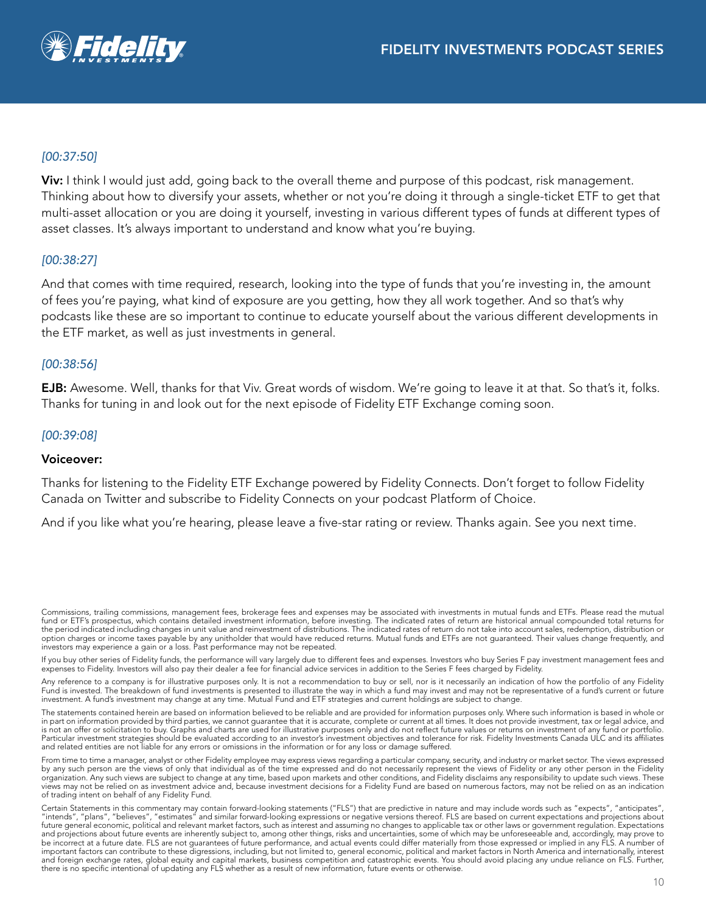*[00:37:50]*

**Viv:** I think I would just add, going back to the overall theme and purpose of this podcast, risk management. Thinking about how to diversify your assets, whether or not you're doing it through a single-ticket ETF to get that multi-asset allocation or you are doing it yourself, investing in various different types of funds at different types of asset classes. It's always important to understand and know what you're buying.

*[00:38:27]*

And that comes with time required, research, looking into the type of funds that you're investing in, the amount of fees you're paying, what kind of exposure are you getting, how they all work together. And so that's why podcasts like these are so important to continue to educate yourself about the various different developments in the ETF market, as well as just investments in general.

*[00:38:56]*

**EJB:** Awesome. Well, thanks for that Viv. Great words of wisdom. We're going to leave it at that. So that's it, folks. Thanks for tuning in and look out for the next episode of Fidelity ETF Exchange coming soon.

*[00:39:08]*

**Voiceover:**

Thanks for listening to the Fidelity ETF Exchange powered by Fidelity Connects. Don't forget to follow Fidelity Canada on Twitter and subscribe to Fidelity Connects on your podcast Platform of Choice.

And if you like what you're hearing, please leave a five-star rating or review. Thanks again. See you next time.

Commissions, trailing commissions, management fees, brokerage fees and expenses may be associated with investments in mutual funds and ETFs. Please read the mutual fund or ETF's prospectus, which contains detailed investment information, before investing. The indicated rates of return are historical annual compounded total returns for the period indicated including changes in unit value and reinvestment of distributions. The indicated rates of return do not take into account sales, redemption, distribution or option charges or income taxes payable by any unitholder that would have reduced returns. Mutual funds and ETFs are not guaranteed. Their values change frequently, and investors may experience a gain or a loss. Past performance may not be repeated.

If you buy other series of Fidelity funds, the performance will vary largely due to different fees and expenses. Investors who buy Series F pay investment management fees and expenses to Fidelity. Investors will also pay their dealer a fee for financial advice services in addition to the Series F fees charged by Fidelity.

Any reference to a company is for illustrative purposes only. It is not a recommendation to buy or sell, nor is it necessarily an indication of how the portfolio of any Fidelity Fund is invested. The breakdown of fund investments is presented to illustrate the way in which a fund may invest and may not be representative of a fund's current or future investment. A fund's investment may change at any time. Mutual Fund and ETF strategies and current holdings are subject to change.

The statements contained herein are based on information believed to be reliable and are provided for information purposes only. Where such information is based in whole or in part on information provided by third parties, we cannot guarantee that it is accurate, complete or current at all times. It does not provide investment, tax or legal advice, and is not an offer or solicitation to buy. Graphs and charts are used for illustrative purposes only and do not reflect future values or returns on investment of any fund or portfolio. Particular investment strategies should be evaluated according to an investor's investment objectives and tolerance for risk. Fidelity Investments Canada ULC and its affiliates and related entities are not liable for any errors or omissions in the information or for any loss or damage suffered.

From time to time a manager, analyst or other Fidelity employee may express views regarding a particular company, security, and industry or market sector. The views expressed by any such person are the views of only that individual as of the time expressed and do not necessarily represent the views of Fidelity or any other person in the Fidelity organization. Any such views are subject to change at any time, based upon markets and other conditions, and Fidelity disclaims any responsibility to update such views. These views may not be relied on as investment advice and, because investment decisions for a Fidelity Fund are based on numerous factors, may not be relied on as an indication of trading intent on behalf of any Fidelity Fund.

Certain Statements in this commentary may contain forward-looking statements ("FLS") that are predictive in nature and may include words such as "expects", "anticipates", "intends", "plans", "believes", "estimates" and similar forward-looking expressions or negative versions thereof. FLS are based on current expectations and projections about future general economic, political and relevant market factors, such as interest and assuming no changes to applicable tax or other laws or government regulation. Expectations and projections about future events are inherently subject to, among other things, risks and uncertainties, some of which may be unforeseeable and, accordingly, may prove to be incorrect at a future date. FLS are not guarantees of future performance, and actual events could differ materially from those expressed or implied in any FLS. A number of important factors can contribute to these digressions, including, but not limited to, general economic, political and market factors in North America and internationally, interest and foreign exchange rates, global equity and capital markets, business competition and catastrophic events. You should avoid placing any undue reliance on FLS. Further, there is no specific intentional of updating any FLS whether as a result of new information, future events or otherwise.